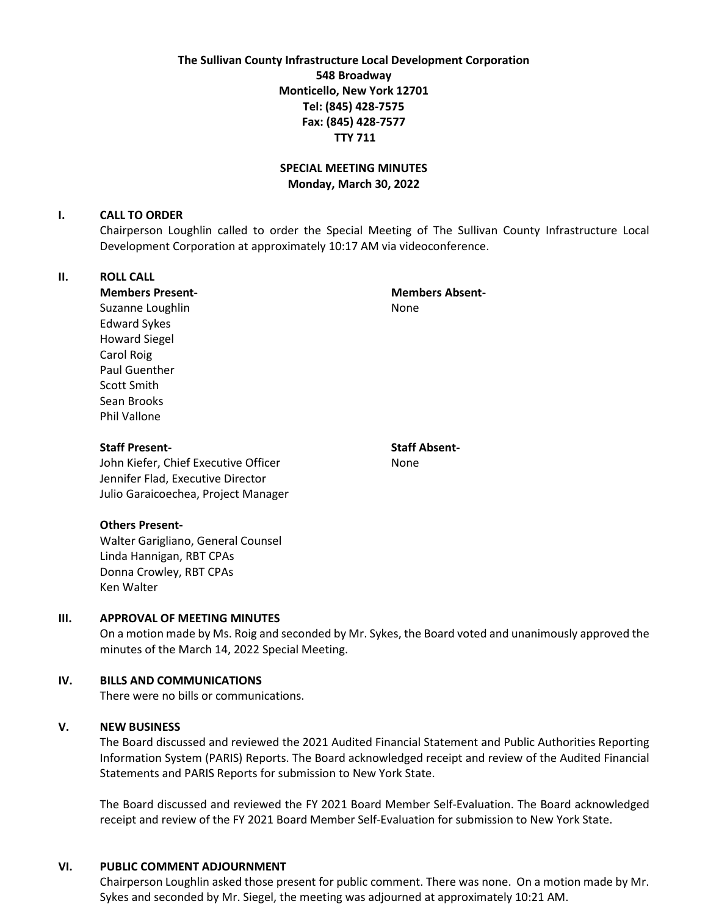**The Sullivan County Infrastructure Local Development Corporation**
**548 Broadway**
**Monticello, New York 12701**
**Tel: (845) 428-7575**
**Fax: (845) 428-7577**
**TTY 711**

**SPECIAL MEETING MINUTES**
**Monday, March 30, 2022**

## I. CALL TO ORDER

Chairperson Loughlin called to order the Special Meeting of The Sullivan County Infrastructure Local Development Corporation at approximately 10:17 AM via videoconference.

## II. ROLL CALL

**Members Present-**
Suzanne Loughlin
Edward Sykes
Howard Siegel
Carol Roig
Paul Guenther
Scott Smith
Sean Brooks
Phil Vallone

**Members Absent-**
None

**Staff Present-**
John Kiefer, Chief Executive Officer
Jennifer Flad, Executive Director
Julio Garaicoechea, Project Manager

**Staff Absent-**
None

**Others Present-**
Walter Garigliano, General Counsel
Linda Hannigan, RBT CPAs
Donna Crowley, RBT CPAs
Ken Walter

## III. APPROVAL OF MEETING MINUTES

On a motion made by Ms. Roig and seconded by Mr. Sykes, the Board voted and unanimously approved the minutes of the March 14, 2022 Special Meeting.

## IV. BILLS AND COMMUNICATIONS

There were no bills or communications.

## V. NEW BUSINESS

The Board discussed and reviewed the 2021 Audited Financial Statement and Public Authorities Reporting Information System (PARIS) Reports. The Board acknowledged receipt and review of the Audited Financial Statements and PARIS Reports for submission to New York State.

The Board discussed and reviewed the FY 2021 Board Member Self-Evaluation. The Board acknowledged receipt and review of the FY 2021 Board Member Self-Evaluation for submission to New York State.

## VI. PUBLIC COMMENT ADJOURNMENT

Chairperson Loughlin asked those present for public comment. There was none. On a motion made by Mr. Sykes and seconded by Mr. Siegel, the meeting was adjourned at approximately 10:21 AM.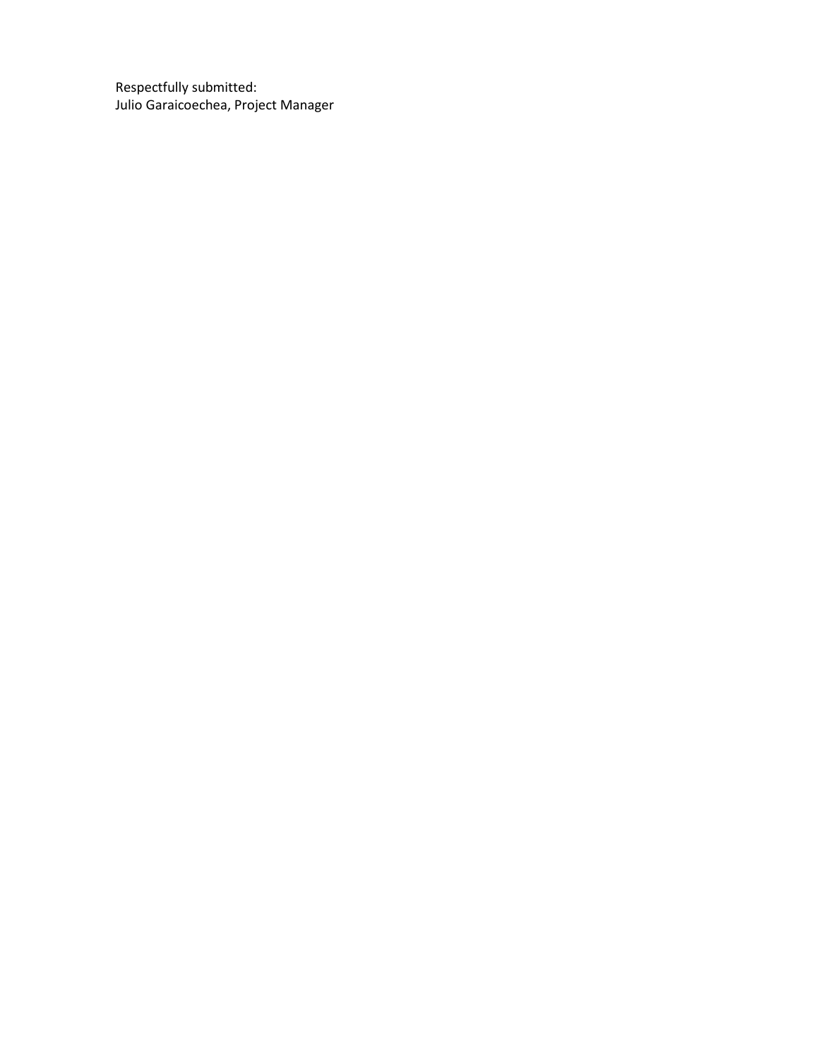Respectfully submitted:
Julio Garaicoechea, Project Manager